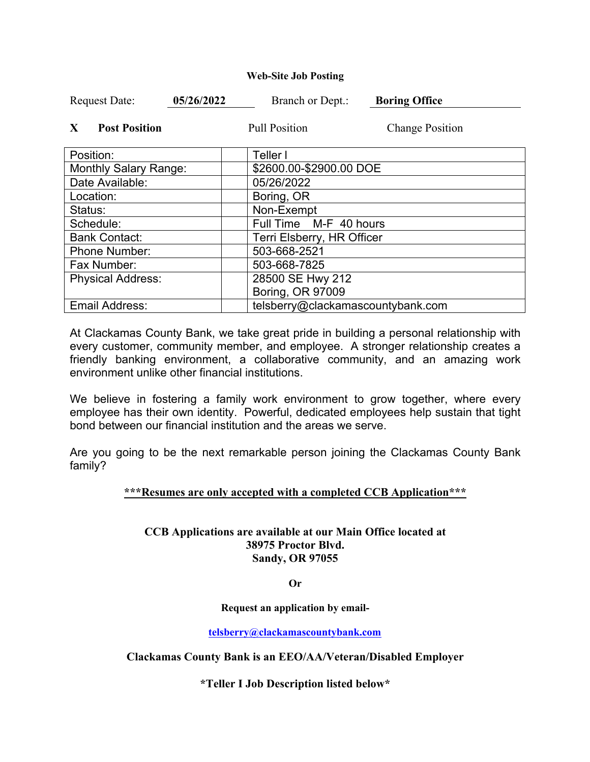**Web-Site Job Posting**

Request Date: **05/26/2022** Branch or Dept.: **Boring Office**

**X Post Position** Pull Position Change Position

| Position: | | Teller I |
|---|---|---|
| Monthly Salary Range: | | $2600.00-$2900.00 DOE |
| Date Available: | | 05/26/2022 |
| Location: | | Boring, OR |
| Status: | | Non-Exempt |
| Schedule: | | Full Time M-F 40 hours |
| Bank Contact: | | Terri Elsberry, HR Officer |
| Phone Number: | | 503-668-2521 |
| Fax Number: | | 503-668-7825 |
| Physical Address: | | 28500 SE Hwy 212<br>Boring, OR 97009 |
| Email Address: | | telsberry@clackamascountybank.com |

At Clackamas County Bank, we take great pride in building a personal relationship with every customer, community member, and employee. A stronger relationship creates a friendly banking environment, a collaborative community, and an amazing work environment unlike other financial institutions.

We believe in fostering a family work environment to grow together, where every employee has their own identity. Powerful, dedicated employees help sustain that tight bond between our financial institution and the areas we serve.

Are you going to be the next remarkable person joining the Clackamas County Bank family?

**\*\*\*Resumes are only accepted with a completed CCB Application\*\*\***

**CCB Applications are available at our Main Office located at**
**38975 Proctor Blvd.**
**Sandy, OR 97055**

**Or**

**Request an application by email-**

**telsberry@clackamascountybank.com**

**Clackamas County Bank is an EEO/AA/Veteran/Disabled Employer**

**\*Teller I Job Description listed below\***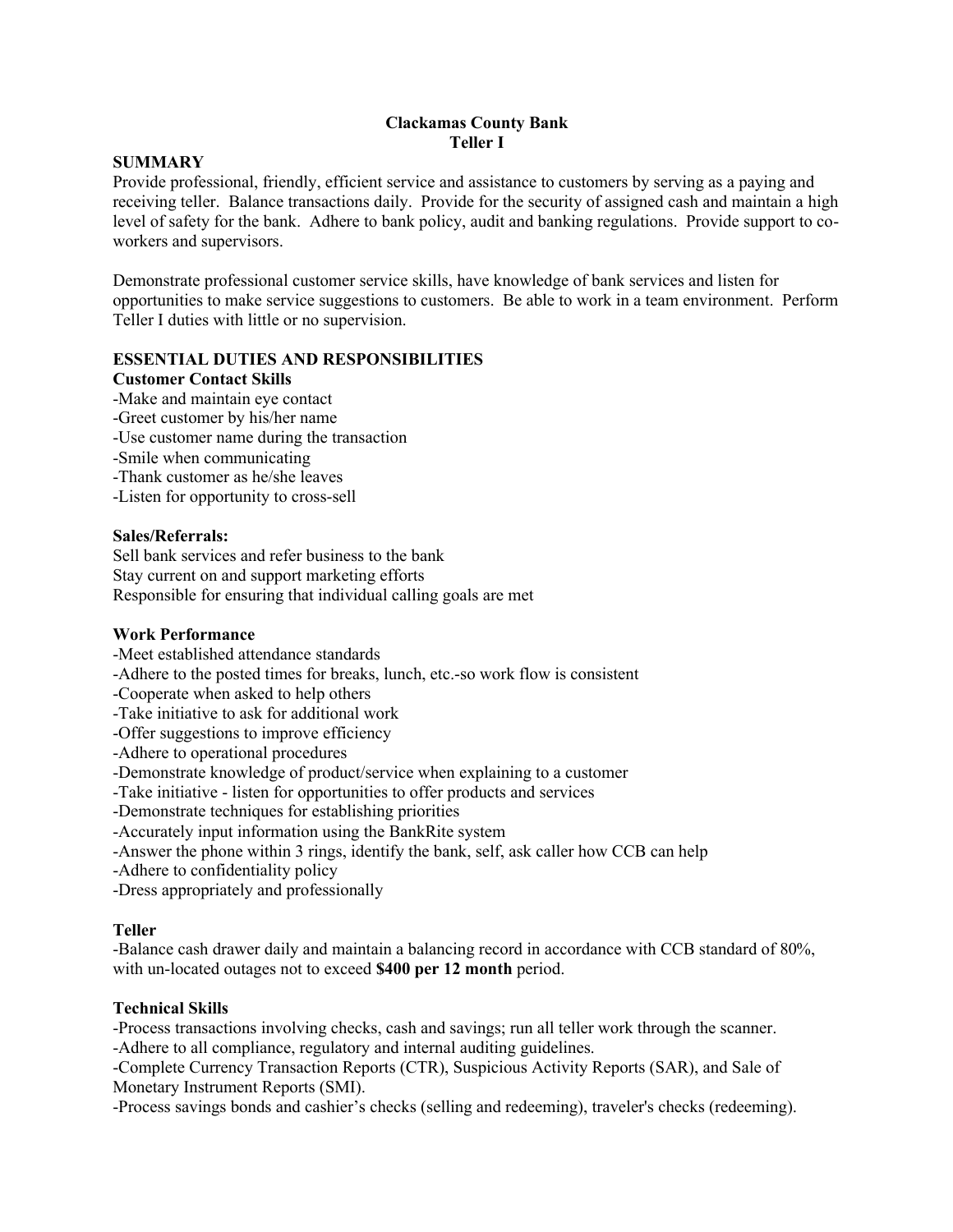**Clackamas County Bank**
**Teller I**

## SUMMARY

Provide professional, friendly, efficient service and assistance to customers by serving as a paying and receiving teller. Balance transactions daily. Provide for the security of assigned cash and maintain a high level of safety for the bank. Adhere to bank policy, audit and banking regulations. Provide support to co-workers and supervisors.

Demonstrate professional customer service skills, have knowledge of bank services and listen for opportunities to make service suggestions to customers. Be able to work in a team environment. Perform Teller I duties with little or no supervision.

## ESSENTIAL DUTIES AND RESPONSIBILITIES

### Customer Contact Skills

-Make and maintain eye contact
-Greet customer by his/her name
-Use customer name during the transaction
-Smile when communicating
-Thank customer as he/she leaves
-Listen for opportunity to cross-sell

### Sales/Referrals:

Sell bank services and refer business to the bank
Stay current on and support marketing efforts
Responsible for ensuring that individual calling goals are met

### Work Performance

-Meet established attendance standards
-Adhere to the posted times for breaks, lunch, etc.-so work flow is consistent
-Cooperate when asked to help others
-Take initiative to ask for additional work
-Offer suggestions to improve efficiency
-Adhere to operational procedures
-Demonstrate knowledge of product/service when explaining to a customer
-Take initiative - listen for opportunities to offer products and services
-Demonstrate techniques for establishing priorities
-Accurately input information using the BankRite system
-Answer the phone within 3 rings, identify the bank, self, ask caller how CCB can help
-Adhere to confidentiality policy
-Dress appropriately and professionally

### Teller

-Balance cash drawer daily and maintain a balancing record in accordance with CCB standard of 80%, with un-located outages not to exceed **$400 per 12 month** period.

### Technical Skills

-Process transactions involving checks, cash and savings; run all teller work through the scanner.
-Adhere to all compliance, regulatory and internal auditing guidelines.
-Complete Currency Transaction Reports (CTR), Suspicious Activity Reports (SAR), and Sale of Monetary Instrument Reports (SMI).
-Process savings bonds and cashier's checks (selling and redeeming), traveler's checks (redeeming).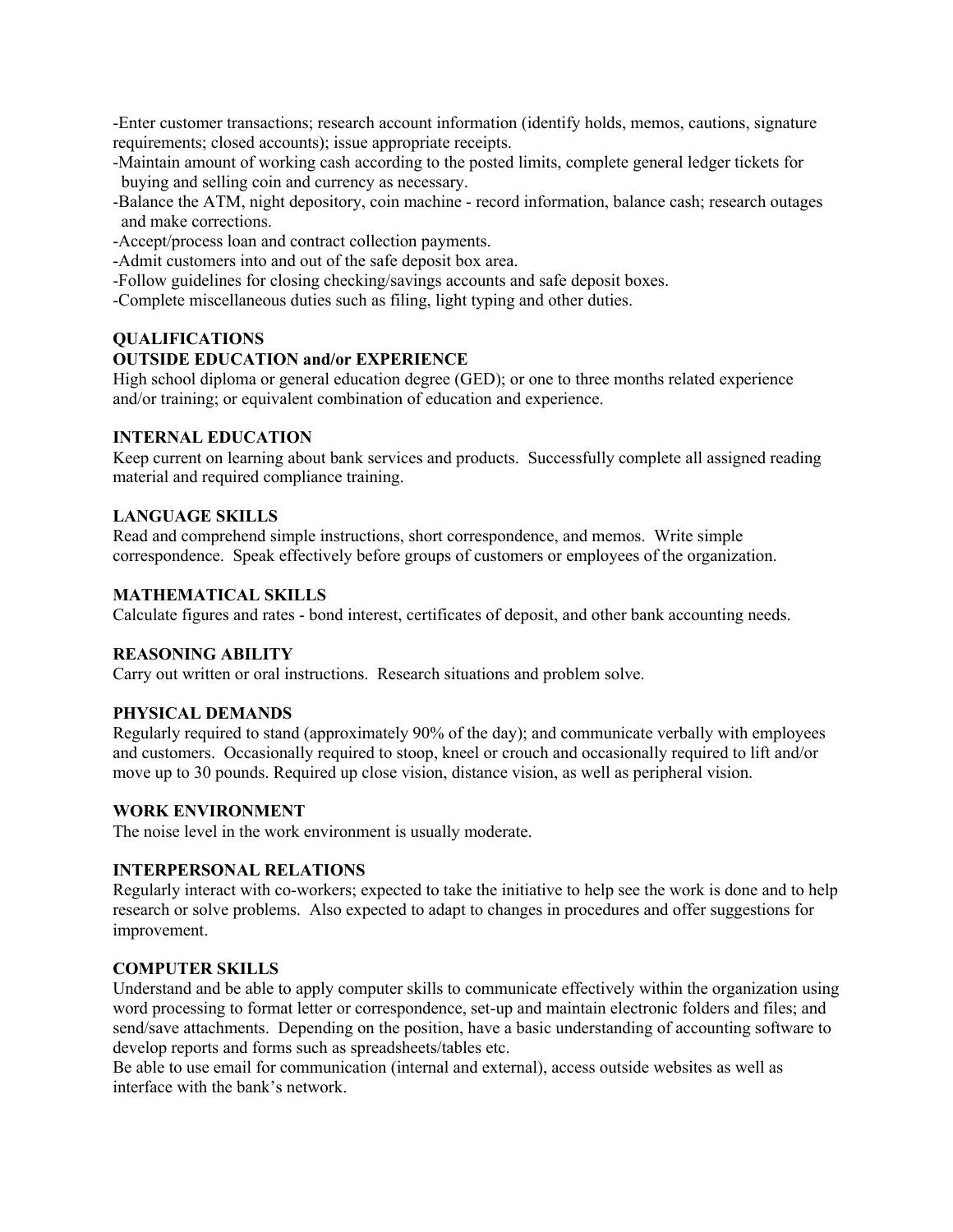-Enter customer transactions; research account information (identify holds, memos, cautions, signature requirements; closed accounts); issue appropriate receipts.
-Maintain amount of working cash according to the posted limits, complete general ledger tickets for buying and selling coin and currency as necessary.
-Balance the ATM, night depository, coin machine - record information, balance cash; research outages and make corrections.
-Accept/process loan and contract collection payments.
-Admit customers into and out of the safe deposit box area.
-Follow guidelines for closing checking/savings accounts and safe deposit boxes.
-Complete miscellaneous duties such as filing, light typing and other duties.

**QUALIFICATIONS**

**OUTSIDE EDUCATION and/or EXPERIENCE**

High school diploma or general education degree (GED); or one to three months related experience and/or training; or equivalent combination of education and experience.

**INTERNAL EDUCATION**

Keep current on learning about bank services and products. Successfully complete all assigned reading material and required compliance training.

**LANGUAGE SKILLS**

Read and comprehend simple instructions, short correspondence, and memos. Write simple correspondence. Speak effectively before groups of customers or employees of the organization.

**MATHEMATICAL SKILLS**

Calculate figures and rates - bond interest, certificates of deposit, and other bank accounting needs.

**REASONING ABILITY**

Carry out written or oral instructions. Research situations and problem solve.

**PHYSICAL DEMANDS**

Regularly required to stand (approximately 90% of the day); and communicate verbally with employees and customers. Occasionally required to stoop, kneel or crouch and occasionally required to lift and/or move up to 30 pounds. Required up close vision, distance vision, as well as peripheral vision.

**WORK ENVIRONMENT**

The noise level in the work environment is usually moderate.

**INTERPERSONAL RELATIONS**

Regularly interact with co-workers; expected to take the initiative to help see the work is done and to help research or solve problems. Also expected to adapt to changes in procedures and offer suggestions for improvement.

**COMPUTER SKILLS**

Understand and be able to apply computer skills to communicate effectively within the organization using word processing to format letter or correspondence, set-up and maintain electronic folders and files; and send/save attachments. Depending on the position, have a basic understanding of accounting software to develop reports and forms such as spreadsheets/tables etc.
Be able to use email for communication (internal and external), access outside websites as well as interface with the bank's network.